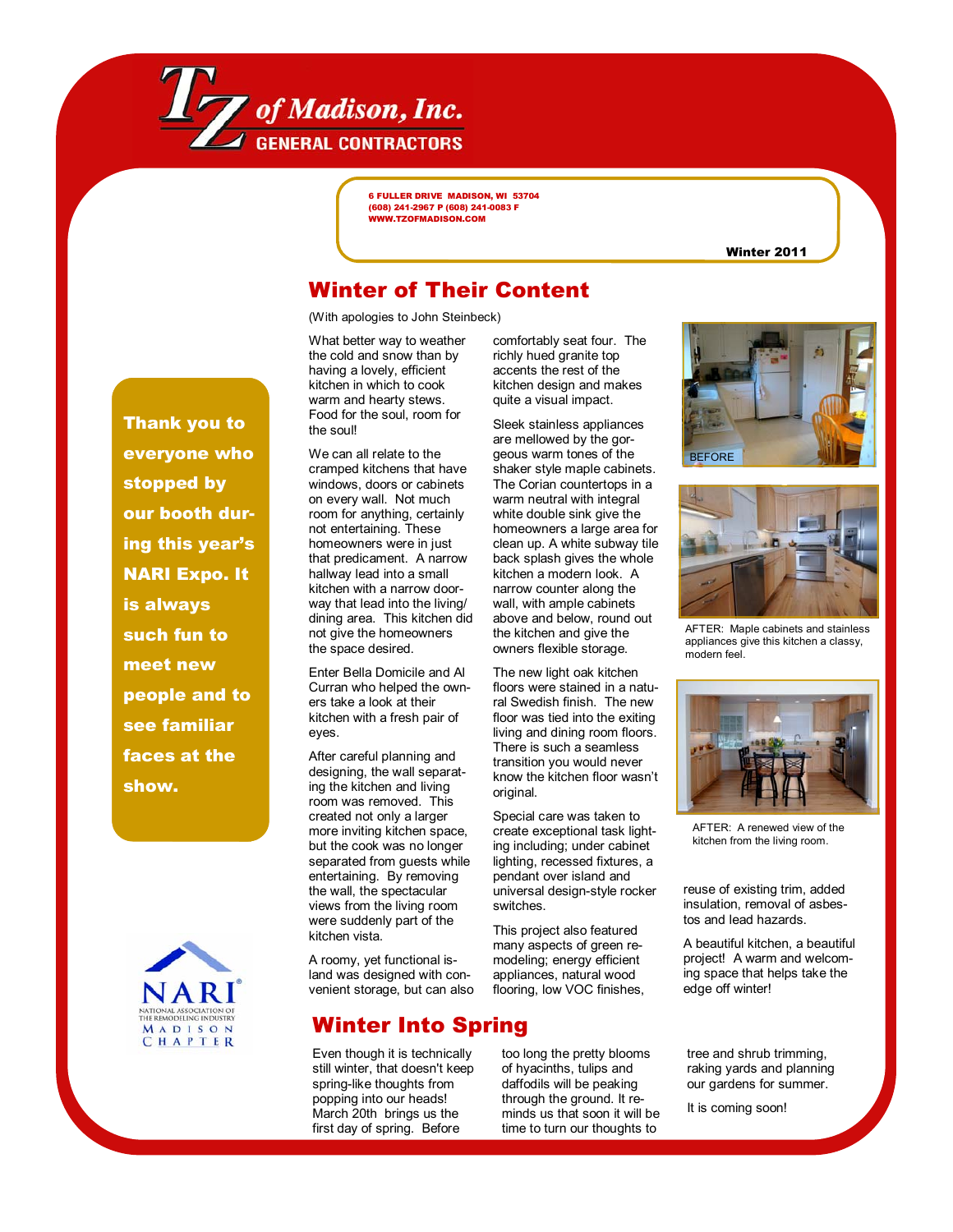# TZ of Madison, Inc.

GENERAL CONTRACTORS

6 FULLER DRIVE MADISON, WI 53704
(608) 241-2967 P (608) 241-0083 F
WWW.TZOFMADISON.COM

Winter 2011

**Thank you to everyone who stopped by our booth during this year's NARI Expo. It is always such fun to meet new people and to see familiar faces at the show.**

## Winter of Their Content

(With apologies to John Steinbeck)

What better way to weather the cold and snow than by having a lovely, efficient kitchen in which to cook warm and hearty stews. Food for the soul, room for the soul!

We can all relate to the cramped kitchens that have windows, doors or cabinets on every wall. Not much room for anything, certainly not entertaining. These homeowners were in just that predicament. A narrow hallway lead into a small kitchen with a narrow doorway that lead into the living/dining area. This kitchen did not give the homeowners the space desired.

Enter Bella Domicile and Al Curran who helped the owners take a look at their kitchen with a fresh pair of eyes.

After careful planning and designing, the wall separating the kitchen and living room was removed. This created not only a larger more inviting kitchen space, but the cook was no longer separated from guests while entertaining. By removing the wall, the spectacular views from the living room were suddenly part of the kitchen vista.

A roomy, yet functional island was designed with convenient storage, but can also comfortably seat four. The richly hued granite top accents the rest of the kitchen design and makes quite a visual impact.

Sleek stainless appliances are mellowed by the gorgeous warm tones of the shaker style maple cabinets. The Corian countertops in a warm neutral with integral white double sink give the homeowners a large area for clean up. A white subway tile back splash gives the whole kitchen a modern look. A narrow counter along the wall, with ample cabinets above and below, round out the kitchen and give the owners flexible storage.

The new light oak kitchen floors were stained in a natural Swedish finish. The new floor was tied into the exiting living and dining room floors. There is such a seamless transition you would never know the kitchen floor wasn't original.

Special care was taken to create exceptional task lighting including; under cabinet lighting, recessed fixtures, a pendant over island and universal design-style rocker switches.

This project also featured many aspects of green remodeling; energy efficient appliances, natural wood flooring, low VOC finishes, reuse of existing trim, added insulation, removal of asbestos and lead hazards.

A beautiful kitchen, a beautiful project! A warm and welcoming space that helps take the edge off winter!

BEFORE

AFTER: Maple cabinets and stainless appliances give this kitchen a classy, modern feel.

AFTER: A renewed view of the kitchen from the living room.

NARI® NATIONAL ASSOCIATION OF THE REMODELING INDUSTRY MADISON CHAPTER

## Winter Into Spring

Even though it is technically still winter, that doesn't keep spring-like thoughts from popping into our heads! March 20th brings us the first day of spring. Before too long the pretty blooms of hyacinths, tulips and daffodils will be peaking through the ground. It reminds us that soon it will be time to turn our thoughts to tree and shrub trimming, raking yards and planning our gardens for summer.

It is coming soon!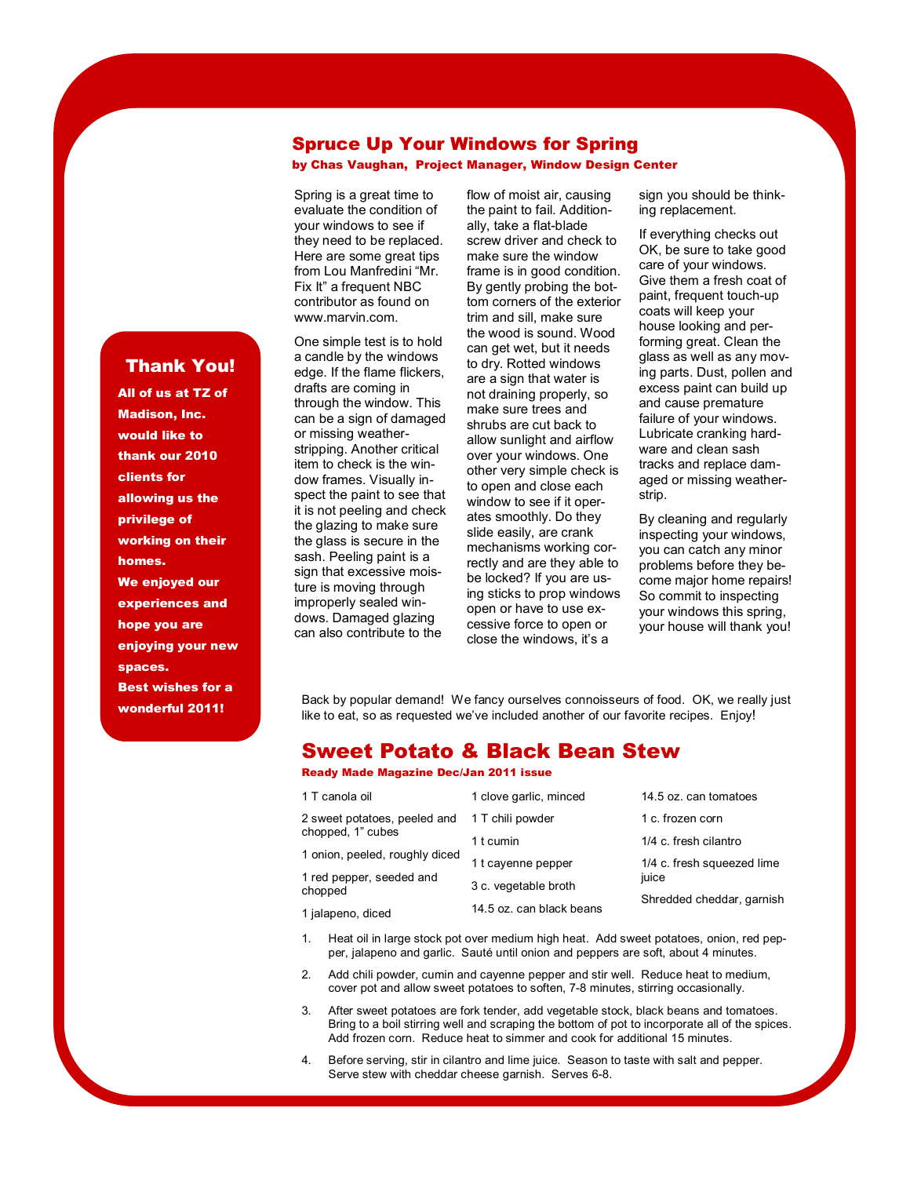## Spruce Up Your Windows for Spring

**by Chas Vaughan, Project Manager, Window Design Center**

Spring is a great time to evaluate the condition of your windows to see if they need to be replaced. Here are some great tips from Lou Manfredini "Mr. Fix It" a frequent NBC contributor as found on www.marvin.com.

One simple test is to hold a candle by the windows edge. If the flame flickers, drafts are coming in through the window. This can be a sign of damaged or missing weather-stripping. Another critical item to check is the window frames. Visually inspect the paint to see that it is not peeling and check the glazing to make sure the glass is secure in the sash. Peeling paint is a sign that excessive moisture is moving through improperly sealed windows. Damaged glazing can also contribute to the flow of moist air, causing the paint to fail. Additionally, take a flat-blade screw driver and check to make sure the window frame is in good condition. By gently probing the bottom corners of the exterior trim and sill, make sure the wood is sound. Wood can get wet, but it needs to dry. Rotted windows are a sign that water is not draining properly, so make sure trees and shrubs are cut back to allow sunlight and airflow over your windows. One other very simple check is to open and close each window to see if it operates smoothly. Do they slide easily, are crank mechanisms working correctly and are they able to be locked? If you are using sticks to prop windows open or have to use excessive force to open or close the windows, it's a sign you should be thinking replacement.

If everything checks out OK, be sure to take good care of your windows. Give them a fresh coat of paint, frequent touch-up coats will keep your house looking and performing great. Clean the glass as well as any moving parts. Dust, pollen and excess paint can build up and cause premature failure of your windows. Lubricate cranking hardware and clean sash tracks and replace damaged or missing weather-strip.

By cleaning and regularly inspecting your windows, you can catch any minor problems before they become major home repairs! So commit to inspecting your windows this spring, your house will thank you!

### Thank You!

**All of us at TZ of Madison, Inc. would like to thank our 2010 clients for allowing us the privilege of working on their homes. We enjoyed our experiences and hope you are enjoying your new spaces. Best wishes for a wonderful 2011!**

Back by popular demand! We fancy ourselves connoisseurs of food. OK, we really just like to eat, so as requested we've included another of our favorite recipes. Enjoy!

## Sweet Potato & Black Bean Stew

**Ready Made Magazine Dec/Jan 2011 issue**

- 1 T canola oil
- 2 sweet potatoes, peeled and chopped, 1" cubes
- 1 onion, peeled, roughly diced
- 1 red pepper, seeded and chopped
- 1 jalapeno, diced
- 1 clove garlic, minced
- 1 T chili powder
- 1 t cumin
- 1 t cayenne pepper
- 3 c. vegetable broth
- 14.5 oz. can black beans
- 14.5 oz. can tomatoes
- 1 c. frozen corn
- 1/4 c. fresh cilantro
- 1/4 c. fresh squeezed lime juice
- Shredded cheddar, garnish

1. Heat oil in large stock pot over medium high heat. Add sweet potatoes, onion, red pepper, jalapeno and garlic. Sauté until onion and peppers are soft, about 4 minutes.
2. Add chili powder, cumin and cayenne pepper and stir well. Reduce heat to medium, cover pot and allow sweet potatoes to soften, 7-8 minutes, stirring occasionally.
3. After sweet potatoes are fork tender, add vegetable stock, black beans and tomatoes. Bring to a boil stirring well and scraping the bottom of pot to incorporate all of the spices. Add frozen corn. Reduce heat to simmer and cook for additional 15 minutes.
4. Before serving, stir in cilantro and lime juice. Season to taste with salt and pepper. Serve stew with cheddar cheese garnish. Serves 6-8.